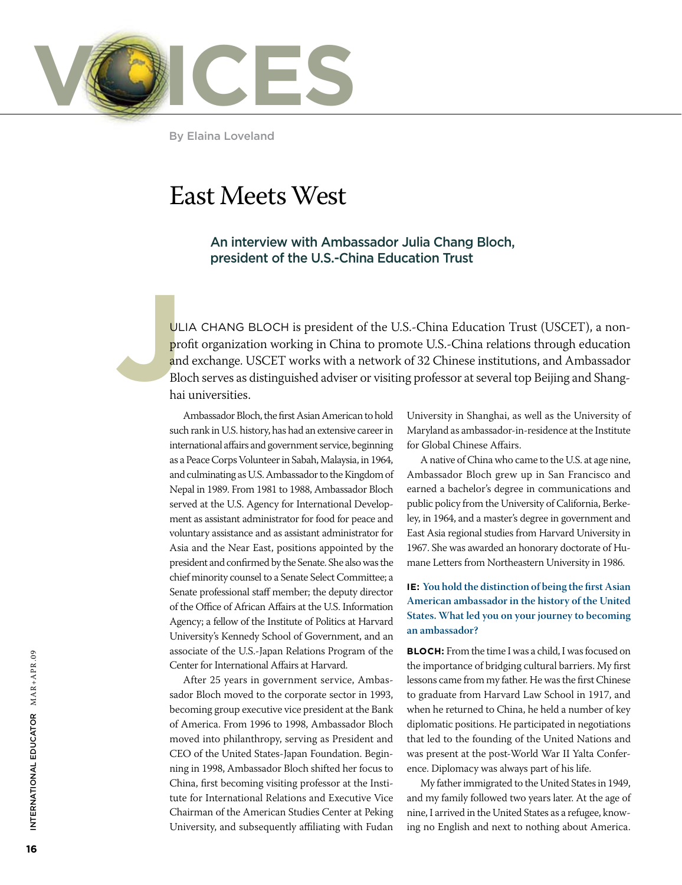# VOICES

By Elaina Loveland

## East Meets West

### An interview with Ambassador Julia Chang Bloch, president of the U.S.-China Education Trust

JULIA CHANG BLOCH is president of the U.S.-China Education Trust (USCET), a nonprofit organization working in China to promote U.S.-China relations through education and exchange. USCET works with a network of 32 Chinese institutions, and Ambassador Bloch serves as distinguished adviser or visiting professor at several top Beijing and Shanghai universities.

Ambassador Bloch, the first Asian American to hold such rank in U.S. history, has had an extensive career in international affairs and government service, beginning as a Peace Corps Volunteer in Sabah, Malaysia, in 1964, and culminating as U.S. Ambassador to the Kingdom of Nepal in 1989. From 1981 to 1988, Ambassador Bloch served at the U.S. Agency for International Development as assistant administrator for food for peace and voluntary assistance and as assistant administrator for Asia and the Near East, positions appointed by the president and confirmed by the Senate. She also was the chief minority counsel to a Senate Select Committee; a Senate professional staff member; the deputy director of the Office of African Affairs at the U.S. Information Agency; a fellow of the Institute of Politics at Harvard University's Kennedy School of Government, and an associate of the U.S.-Japan Relations Program of the Center for International Affairs at Harvard.

After 25 years in government service, Ambassador Bloch moved to the corporate sector in 1993, becoming group executive vice president at the Bank of America. From 1996 to 1998, Ambassador Bloch moved into philanthropy, serving as President and CEO of the United States-Japan Foundation. Beginning in 1998, Ambassador Bloch shifted her focus to China, first becoming visiting professor at the Institute for International Relations and Executive Vice Chairman of the American Studies Center at Peking University, and subsequently affiliating with Fudan University in Shanghai, as well as the University of Maryland as ambassador-in-residence at the Institute for Global Chinese Affairs.

A native of China who came to the U.S. at age nine, Ambassador Bloch grew up in San Francisco and earned a bachelor's degree in communications and public policy from the University of California, Berkeley, in 1964, and a master's degree in government and East Asia regional studies from Harvard University in 1967. She was awarded an honorary doctorate of Humane Letters from Northeastern University in 1986.

**IE: You hold the distinction of being the first Asian American ambassador in the history of the United States. What led you on your journey to becoming an ambassador?**

**BLOCH:** From the time I was a child, I was focused on the importance of bridging cultural barriers. My first lessons came from my father. He was the first Chinese to graduate from Harvard Law School in 1917, and when he returned to China, he held a number of key diplomatic positions. He participated in negotiations that led to the founding of the United Nations and was present at the post-World War II Yalta Conference. Diplomacy was always part of his life.

My father immigrated to the United States in 1949, and my family followed two years later. At the age of nine, I arrived in the United States as a refugee, knowing no English and next to nothing about America.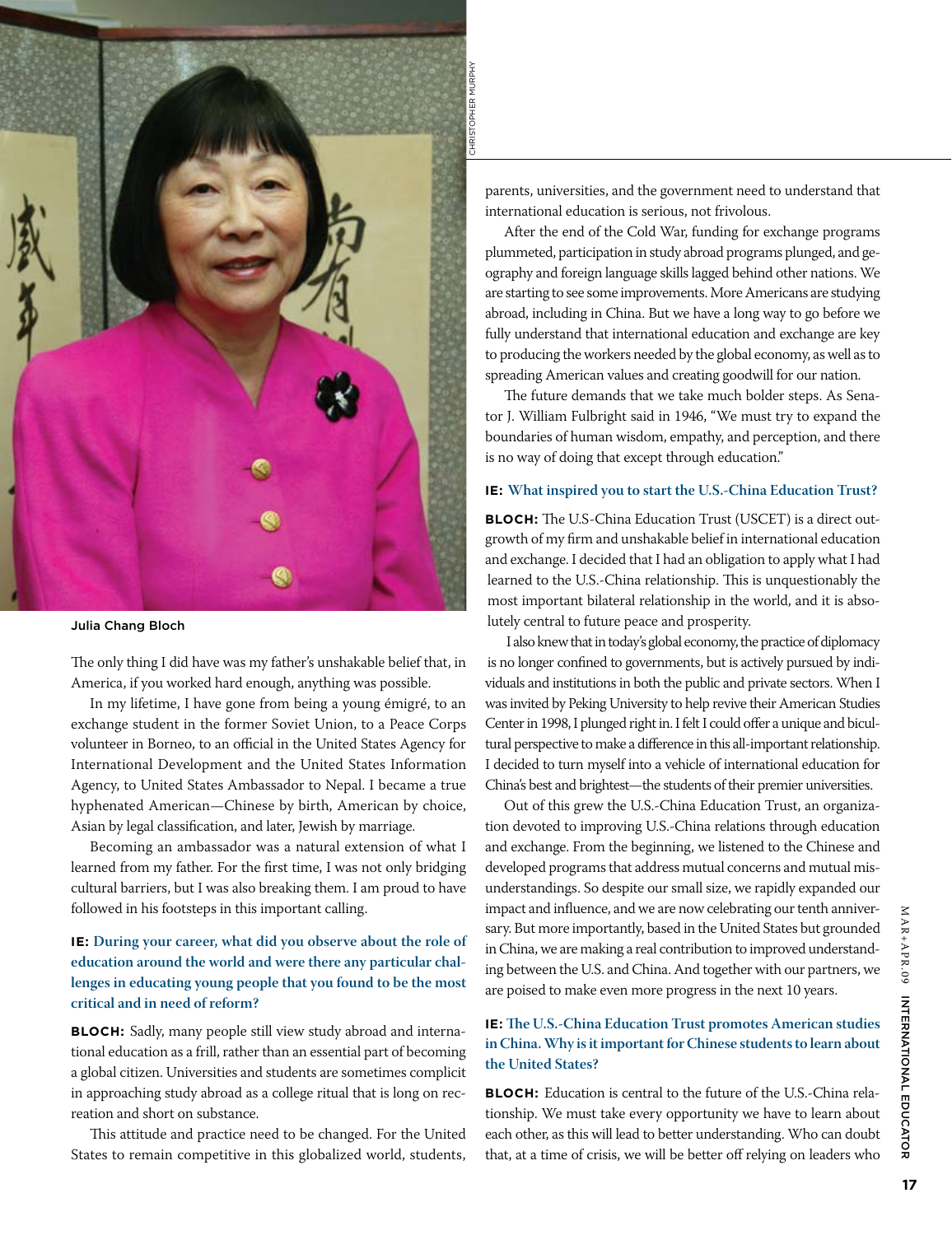Julia Chang Bloch

The only thing I did have was my father's unshakable belief that, in America, if you worked hard enough, anything was possible.

In my lifetime, I have gone from being a young émigré, to an exchange student in the former Soviet Union, to a Peace Corps volunteer in Borneo, to an official in the United States Agency for International Development and the United States Information Agency, to United States Ambassador to Nepal. I became a true hyphenated American—Chinese by birth, American by choice, Asian by legal classification, and later, Jewish by marriage.

Becoming an ambassador was a natural extension of what I learned from my father. For the first time, I was not only bridging cultural barriers, but I was also breaking them. I am proud to have followed in his footsteps in this important calling.

**IE: During your career, what did you observe about the role of education around the world and were there any particular challenges in educating young people that you found to be the most critical and in need of reform?**

**BLOCH:** Sadly, many people still view study abroad and international education as a frill, rather than an essential part of becoming a global citizen. Universities and students are sometimes complicit in approaching study abroad as a college ritual that is long on recreation and short on substance.

This attitude and practice need to be changed. For the United States to remain competitive in this globalized world, students, parents, universities, and the government need to understand that international education is serious, not frivolous.

After the end of the Cold War, funding for exchange programs plummeted, participation in study abroad programs plunged, and geography and foreign language skills lagged behind other nations. We are starting to see some improvements. More Americans are studying abroad, including in China. But we have a long way to go before we fully understand that international education and exchange are key to producing the workers needed by the global economy, as well as to spreading American values and creating goodwill for our nation.

The future demands that we take much bolder steps. As Senator J. William Fulbright said in 1946, "We must try to expand the boundaries of human wisdom, empathy, and perception, and there is no way of doing that except through education."

**IE: What inspired you to start the U.S.-China Education Trust?**

**BLOCH:** The U.S-China Education Trust (USCET) is a direct outgrowth of my firm and unshakable belief in international education and exchange. I decided that I had an obligation to apply what I had learned to the U.S.-China relationship. This is unquestionably the most important bilateral relationship in the world, and it is absolutely central to future peace and prosperity.

I also knew that in today's global economy, the practice of diplomacy is no longer confined to governments, but is actively pursued by individuals and institutions in both the public and private sectors. When I was invited by Peking University to help revive their American Studies Center in 1998, I plunged right in. I felt I could offer a unique and bicultural perspective to make a difference in this all-important relationship. I decided to turn myself into a vehicle of international education for China's best and brightest—the students of their premier universities.

Out of this grew the U.S.-China Education Trust, an organization devoted to improving U.S.-China relations through education and exchange. From the beginning, we listened to the Chinese and developed programs that address mutual concerns and mutual misunderstandings. So despite our small size, we rapidly expanded our impact and influence, and we are now celebrating our tenth anniversary. But more importantly, based in the United States but grounded in China, we are making a real contribution to improved understanding between the U.S. and China. And together with our partners, we are poised to make even more progress in the next 10 years.

**IE: The U.S.-China Education Trust promotes American studies in China. Why is it important for Chinese students to learn about the United States?**

**BLOCH:** Education is central to the future of the U.S.-China relationship. We must take every opportunity we have to learn about each other, as this will lead to better understanding. Who can doubt that, at a time of crisis, we will be better off relying on leaders who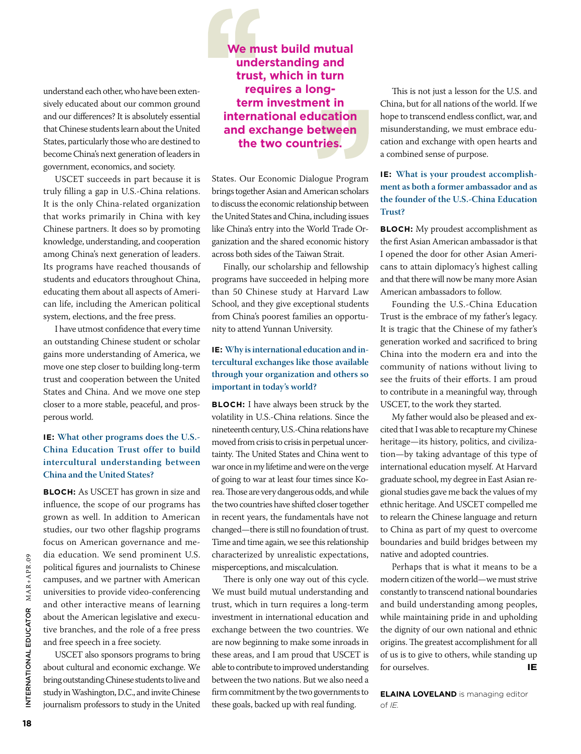understand each other, who have been extensively educated about our common ground and our differences? It is absolutely essential that Chinese students learn about the United States, particularly those who are destined to become China's next generation of leaders in government, economics, and society.

USCET succeeds in part because it is truly filling a gap in U.S.-China relations. It is the only China-related organization that works primarily in China with key Chinese partners. It does so by promoting knowledge, understanding, and cooperation among China's next generation of leaders. Its programs have reached thousands of students and educators throughout China, educating them about all aspects of American life, including the American political system, elections, and the free press.

I have utmost confidence that every time an outstanding Chinese student or scholar gains more understanding of America, we move one step closer to building long-term trust and cooperation between the United States and China. And we move one step closer to a more stable, peaceful, and prosperous world.

**IE: What other programs does the U.S.-China Education Trust offer to build intercultural understanding between China and the United States?**

**BLOCH:** As USCET has grown in size and influence, the scope of our programs has grown as well. In addition to American studies, our two other flagship programs focus on American governance and media education. We send prominent U.S. political figures and journalists to Chinese campuses, and we partner with American universities to provide video-conferencing and other interactive means of learning about the American legislative and executive branches, and the role of a free press and free speech in a free society.

USCET also sponsors programs to bring about cultural and economic exchange. We bring outstanding Chinese students to live and study in Washington, D.C., and invite Chinese journalism professors to study in the United States. Our Economic Dialogue Program brings together Asian and American scholars to discuss the economic relationship between the United States and China, including issues like China's entry into the World Trade Organization and the shared economic history across both sides of the Taiwan Strait.

Finally, our scholarship and fellowship programs have succeeded in helping more than 50 Chinese study at Harvard Law School, and they give exceptional students from China's poorest families an opportunity to attend Yunnan University.

> **"We must build mutual understanding and trust, which in turn requires a long-term investment in international education and exchange between the two countries."**

**IE: Why is international education and intercultural exchanges like those available through your organization and others so important in today's world?**

**BLOCH:** I have always been struck by the volatility in U.S.-China relations. Since the nineteenth century, U.S.-China relations have moved from crisis to crisis in perpetual uncertainty. The United States and China went to war once in my lifetime and were on the verge of going to war at least four times since Korea. Those are very dangerous odds, and while the two countries have shifted closer together in recent years, the fundamentals have not changed—there is still no foundation of trust. Time and time again, we see this relationship characterized by unrealistic expectations, misperceptions, and miscalculation.

There is only one way out of this cycle. We must build mutual understanding and trust, which in turn requires a long-term investment in international education and exchange between the two countries. We are now beginning to make some inroads in these areas, and I am proud that USCET is able to contribute to improved understanding between the two nations. But we also need a firm commitment by the two governments to these goals, backed up with real funding.

This is not just a lesson for the U.S. and China, but for all nations of the world. If we hope to transcend endless conflict, war, and misunderstanding, we must embrace education and exchange with open hearts and a combined sense of purpose.

**IE: What is your proudest accomplishment as both a former ambassador and as the founder of the U.S.-China Education Trust?**

**BLOCH:** My proudest accomplishment as the first Asian American ambassador is that I opened the door for other Asian Americans to attain diplomacy's highest calling and that there will now be many more Asian American ambassadors to follow.

Founding the U.S.-China Education Trust is the embrace of my father's legacy. It is tragic that the Chinese of my father's generation worked and sacrificed to bring China into the modern era and into the community of nations without living to see the fruits of their efforts. I am proud to contribute in a meaningful way, through USCET, to the work they started.

My father would also be pleased and excited that I was able to recapture my Chinese heritage—its history, politics, and civilization—by taking advantage of this type of international education myself. At Harvard graduate school, my degree in East Asian regional studies gave me back the values of my ethnic heritage. And USCET compelled me to relearn the Chinese language and return to China as part of my quest to overcome boundaries and build bridges between my native and adopted countries.

Perhaps that is what it means to be a modern citizen of the world—we must strive constantly to transcend national boundaries and build understanding among peoples, while maintaining pride in and upholding the dignity of our own national and ethnic origins. The greatest accomplishment for all of us is to give to others, while standing up for ourselves. **IE**

**ELAINA LOVELAND** is managing editor of *IE*.